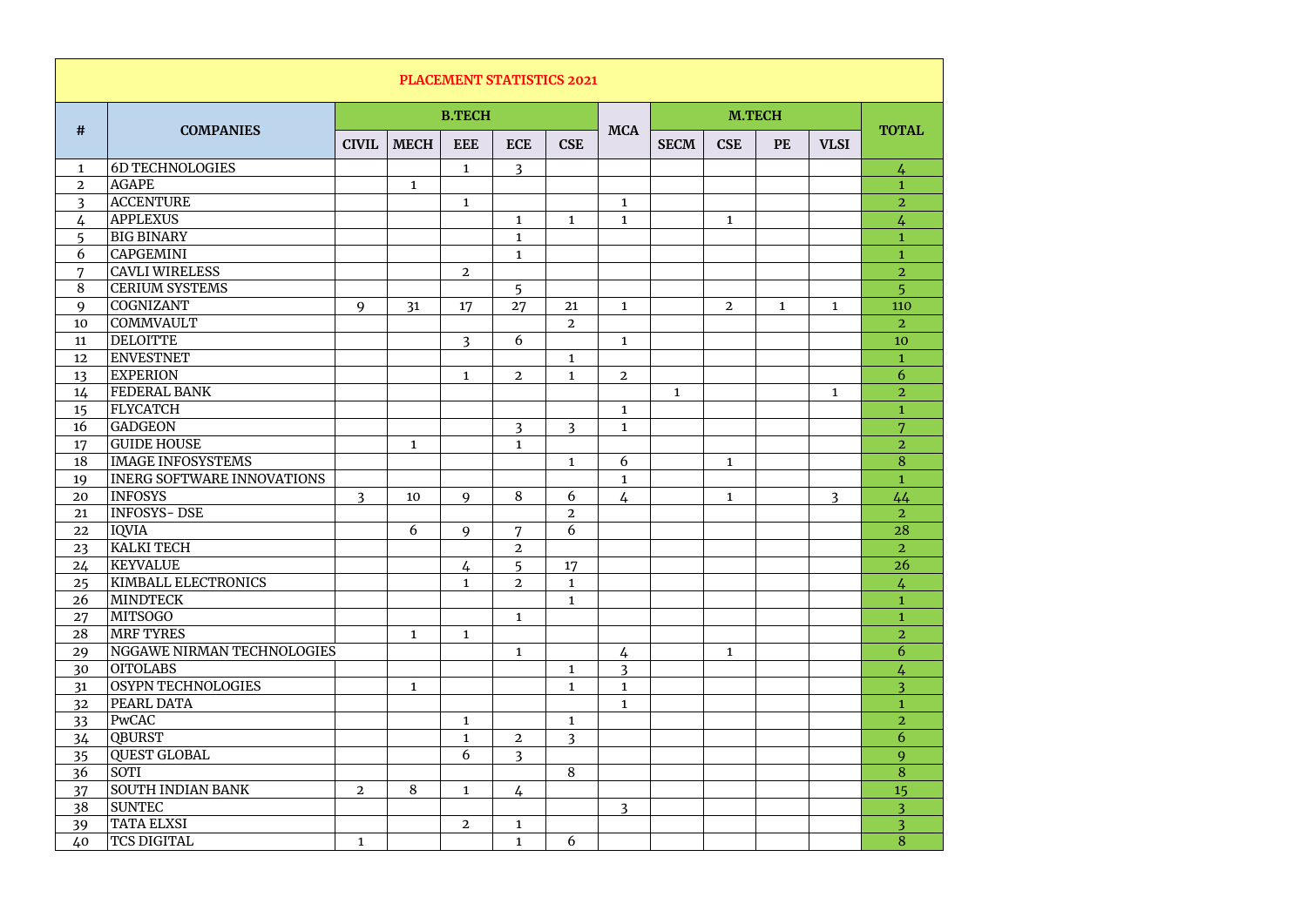# PLACEMENT STATISTICS 2021

| # | COMPANIES | B.TECH | | | | | MCA | M.TECH | | | | TOTAL |
|---|---|---|---|---|---|---|---|---|---|---|---|---|
| | | CIVIL | MECH | EEE | ECE | CSE | | SECM | CSE | PE | VLSI | |
| 1 | 6D TECHNOLOGIES | | | 1 | 3 | | | | | | | 4 |
| 2 | AGAPE | | 1 | | | | | | | | | 1 |
| 3 | ACCENTURE | | | 1 | | | 1 | | | | | 2 |
| 4 | APPLEXUS | | | | 1 | 1 | 1 | | 1 | | | 4 |
| 5 | BIG BINARY | | | | 1 | | | | | | | 1 |
| 6 | CAPGEMINI | | | | 1 | | | | | | | 1 |
| 7 | CAVLI WIRELESS | | | 2 | | | | | | | | 2 |
| 8 | CERIUM SYSTEMS | | | | 5 | | | | | | | 5 |
| 9 | COGNIZANT | 9 | 31 | 17 | 27 | 21 | 1 | | 2 | 1 | 1 | 110 |
| 10 | COMMVAULT | | | | | 2 | | | | | | 2 |
| 11 | DELOITTE | | | 3 | 6 | | 1 | | | | | 10 |
| 12 | ENVESTNET | | | | | 1 | | | | | | 1 |
| 13 | EXPERION | | | 1 | 2 | 1 | 2 | | | | | 6 |
| 14 | FEDERAL BANK | | | | | | | 1 | | | 1 | 2 |
| 15 | FLYCATCH | | | | | | 1 | | | | | 1 |
| 16 | GADGEON | | | | 3 | 3 | 1 | | | | | 7 |
| 17 | GUIDE HOUSE | | 1 | | 1 | | | | | | | 2 |
| 18 | IMAGE INFOSYSTEMS | | | | | 1 | 6 | | 1 | | | 8 |
| 19 | INERG SOFTWARE INNOVATIONS | | | | | | 1 | | | | | 1 |
| 20 | INFOSYS | 3 | 10 | 9 | 8 | 6 | 4 | | 1 | | 3 | 44 |
| 21 | INFOSYS- DSE | | | | | 2 | | | | | | 2 |
| 22 | IQVIA | | 6 | 9 | 7 | 6 | | | | | | 28 |
| 23 | KALKI TECH | | | | 2 | | | | | | | 2 |
| 24 | KEYVALUE | | | 4 | 5 | 17 | | | | | | 26 |
| 25 | KIMBALL ELECTRONICS | | | 1 | 2 | 1 | | | | | | 4 |
| 26 | MINDTECK | | | | | 1 | | | | | | 1 |
| 27 | MITSOGO | | | | 1 | | | | | | | 1 |
| 28 | MRF TYRES | | 1 | 1 | | | | | | | | 2 |
| 29 | NGGAWE NIRMAN TECHNOLOGIES | | | | 1 | | 4 | | 1 | | | 6 |
| 30 | OITOLABS | | | | | 1 | 3 | | | | | 4 |
| 31 | OSYPN TECHNOLOGIES | | 1 | | | 1 | 1 | | | | | 3 |
| 32 | PEARL DATA | | | | | | 1 | | | | | 1 |
| 33 | PwCAC | | | 1 | | 1 | | | | | | 2 |
| 34 | QBURST | | | 1 | 2 | 3 | | | | | | 6 |
| 35 | QUEST GLOBAL | | | 6 | 3 | | | | | | | 9 |
| 36 | SOTI | | | | | 8 | | | | | | 8 |
| 37 | SOUTH INDIAN BANK | 2 | 8 | 1 | 4 | | | | | | | 15 |
| 38 | SUNTEC | | | | | | 3 | | | | | 3 |
| 39 | TATA ELXSI | | | 2 | 1 | | | | | | | 3 |
| 40 | TCS DIGITAL | 1 | | | 1 | 6 | | | | | | 8 |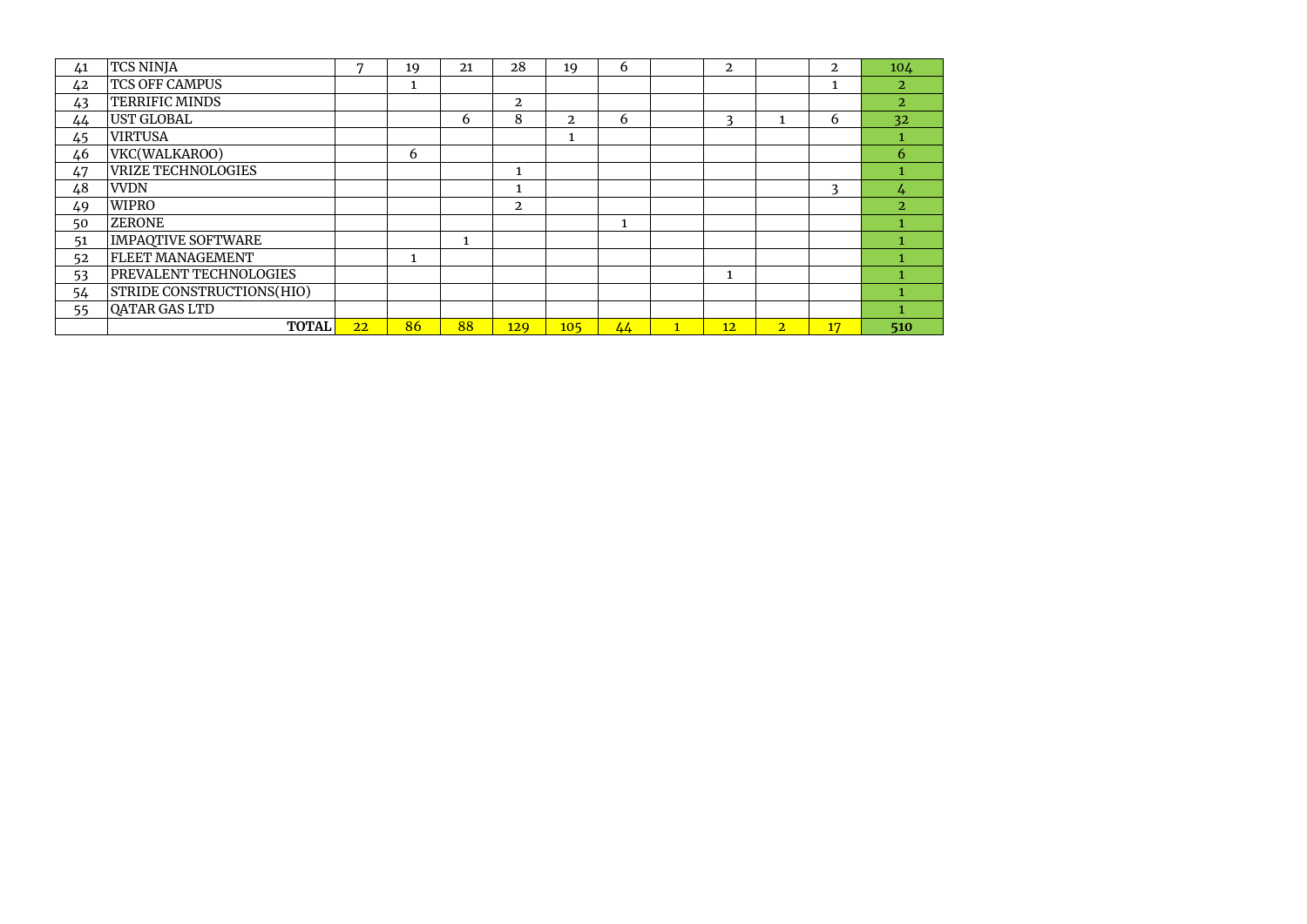| | | | | | | | | | | | | |
|---|---|---|---|---|---|---|---|---|---|---|---|---|
| 41 | TCS NINJA | 7 | 19 | 21 | 28 | 19 | 6 | | 2 | | 2 | 104 |
| 42 | TCS OFF CAMPUS | | 1 | | | | | | | | 1 | 2 |
| 43 | TERRIFIC MINDS | | | | 2 | | | | | | | 2 |
| 44 | UST GLOBAL | | | 6 | 8 | 2 | 6 | | 3 | 1 | 6 | 32 |
| 45 | VIRTUSA | | | | | 1 | | | | | | 1 |
| 46 | VKC(WALKAROO) | | 6 | | | | | | | | | 6 |
| 47 | VRIZE TECHNOLOGIES | | | | 1 | | | | | | | 1 |
| 48 | VVDN | | | | 1 | | | | | | 3 | 4 |
| 49 | WIPRO | | | | 2 | | | | | | | 2 |
| 50 | ZERONE | | | | | | 1 | | | | | 1 |
| 51 | IMPAQTIVE SOFTWARE | | | 1 | | | | | | | | 1 |
| 52 | FLEET MANAGEMENT | | 1 | | | | | | | | | 1 |
| 53 | PREVALENT TECHNOLOGIES | | | | | | | | 1 | | | 1 |
| 54 | STRIDE CONSTRUCTIONS(HIO) | | | | | | | | | | | 1 |
| 55 | QATAR GAS LTD | | | | | | | | | | | 1 |
| | **TOTAL** | 22 | 86 | 88 | 129 | 105 | 44 | 1 | 12 | 2 | 17 | **510** |